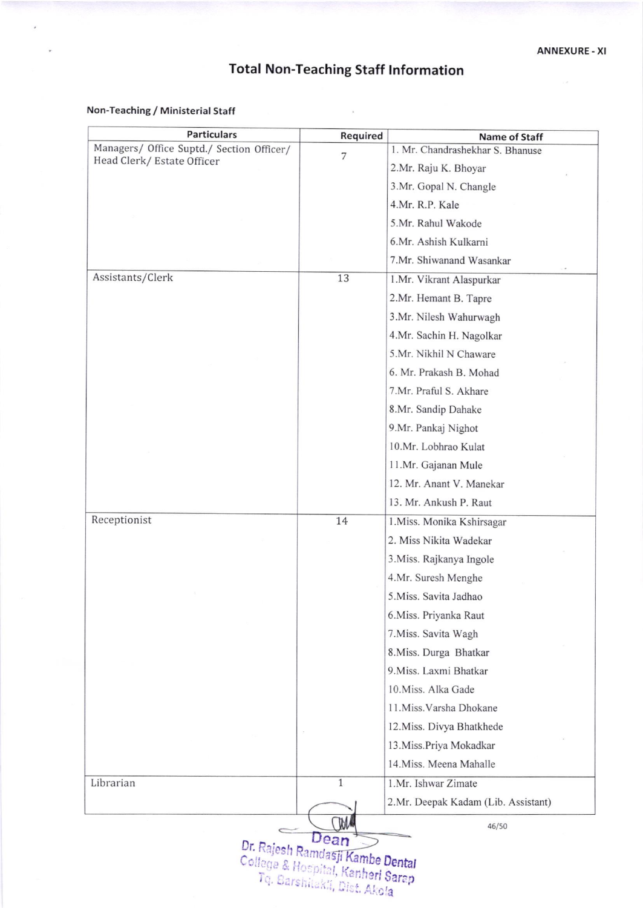ANNEXURE - XI

# Total Non-Teaching Staff Information

**Non-Teaching / Ministerial Staff**

| Particulars | Required | Name of Staff |
|---|---|---|
| Managers/ Office Suptd./ Section Officer/ Head Clerk/ Estate Officer | 7 | 1. Mr. Chandrashekhar S. Bhanuse |
| | | 2.Mr. Raju K. Bhoyar |
| | | 3.Mr. Gopal N. Changle |
| | | 4.Mr. R.P. Kale |
| | | 5.Mr. Rahul Wakode |
| | | 6.Mr. Ashish Kulkarni |
| | | 7.Mr. Shiwanand Wasankar |
| Assistants/Clerk | 13 | 1.Mr. Vikrant Alaspurkar |
| | | 2.Mr. Hemant B. Tapre |
| | | 3.Mr. Nilesh Wahurwagh |
| | | 4.Mr. Sachin H. Nagolkar |
| | | 5.Mr. Nikhil N Chaware |
| | | 6. Mr. Prakash B. Mohad |
| | | 7.Mr. Praful S. Akhare |
| | | 8.Mr. Sandip Dahake |
| | | 9.Mr. Pankaj Nighot |
| | | 10.Mr. Lobhrao Kulat |
| | | 11.Mr. Gajanan Mule |
| | | 12. Mr. Anant V. Manekar |
| | | 13. Mr. Ankush P. Raut |
| Receptionist | 14 | 1.Miss. Monika Kshirsagar |
| | | 2. Miss Nikita Wadekar |
| | | 3.Miss. Rajkanya Ingole |
| | | 4.Mr. Suresh Menghe |
| | | 5.Miss. Savita Jadhao |
| | | 6.Miss. Priyanka Raut |
| | | 7.Miss. Savita Wagh |
| | | 8.Miss. Durga Bhatkar |
| | | 9.Miss. Laxmi Bhatkar |
| | | 10.Miss. Alka Gade |
| | | 11.Miss.Varsha Dhokane |
| | | 12.Miss. Divya Bhatkhede |
| | | 13.Miss.Priya Mokadkar |
| | | 14.Miss. Meena Mahalle |
| Librarian | 1 | 1.Mr. Ishwar Zimate |
| | | 2.Mr. Deepak Kadam (Lib. Assistant) |

Dean
Dr. Rajesh Ramdasji Kambe Dental College & Hospital, Kanheri Sarap
Tq. Barshitakli, Dist. Akola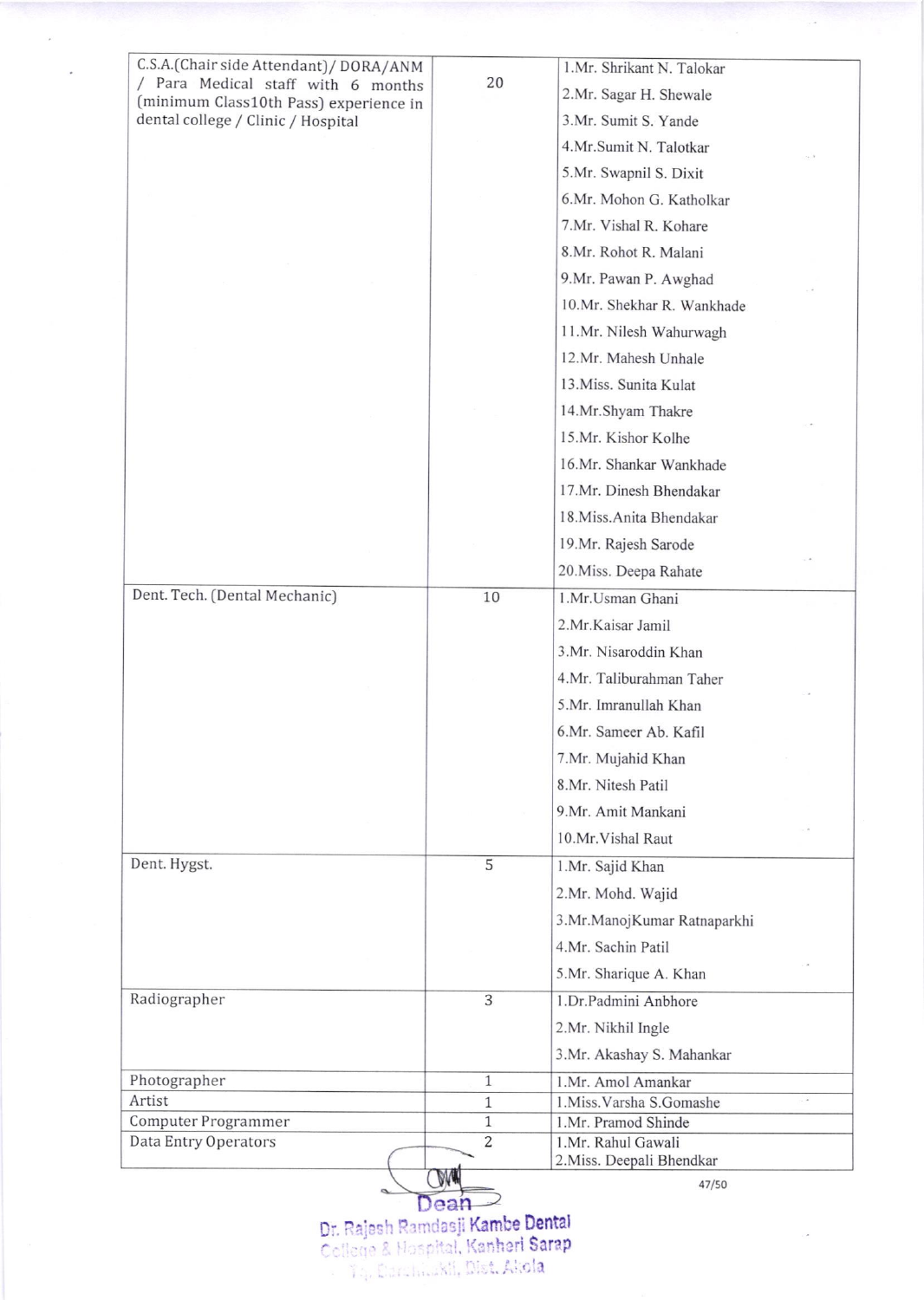| | | |
|---|---|---|
| C.S.A.(Chair side Attendant)/ DORA/ANM / Para Medical staff with 6 months (minimum Class10th Pass) experience in dental college / Clinic / Hospital | 20 | 1.Mr. Shrikant N. Talokar<br>2.Mr. Sagar H. Shewale<br>3.Mr. Sumit S. Yande<br>4.Mr.Sumit N. Talotkar<br>5.Mr. Swapnil S. Dixit<br>6.Mr. Mohon G. Katholkar<br>7.Mr. Vishal R. Kohare<br>8.Mr. Rohot R. Malani<br>9.Mr. Pawan P. Awghad<br>10.Mr. Shekhar R. Wankhade<br>11.Mr. Nilesh Wahurwagh<br>12.Mr. Mahesh Unhale<br>13.Miss. Sunita Kulat<br>14.Mr.Shyam Thakre<br>15.Mr. Kishor Kolhe<br>16.Mr. Shankar Wankhade<br>17.Mr. Dinesh Bhendakar<br>18.Miss.Anita Bhendakar<br>19.Mr. Rajesh Sarode<br>20.Miss. Deepa Rahate |
| Dent. Tech. (Dental Mechanic) | 10 | 1.Mr.Usman Ghani<br>2.Mr.Kaisar Jamil<br>3.Mr. Nisaroddin Khan<br>4.Mr. Taliburahman Taher<br>5.Mr. Imranullah Khan<br>6.Mr. Sameer Ab. Kafil<br>7.Mr. Mujahid Khan<br>8.Mr. Nitesh Patil<br>9.Mr. Amit Mankani<br>10.Mr.Vishal Raut |
| Dent. Hygst. | 5 | 1.Mr. Sajid Khan<br>2.Mr. Mohd. Wajid<br>3.Mr.ManojKumar Ratnaparkhi<br>4.Mr. Sachin Patil<br>5.Mr. Sharique A. Khan |
| Radiographer | 3 | 1.Dr.Padmini Anbhore<br>2.Mr. Nikhil Ingle<br>3.Mr. Akashay S. Mahankar |
| Photographer | 1 | 1.Mr. Amol Amankar |
| Artist | 1 | 1.Miss.Varsha S.Gomashe |
| Computer Programmer | 1 | 1.Mr. Pramod Shinde |
| Data Entry Operators | 2 | 1.Mr. Rahul Gawali<br>2.Miss. Deepali Bhendkar |

Dean
Dr. Rajesh Ramdasji Kambe Dental
College & Hospital, Kanheri Sarap
Tq. Barshitakli, Dist. Akola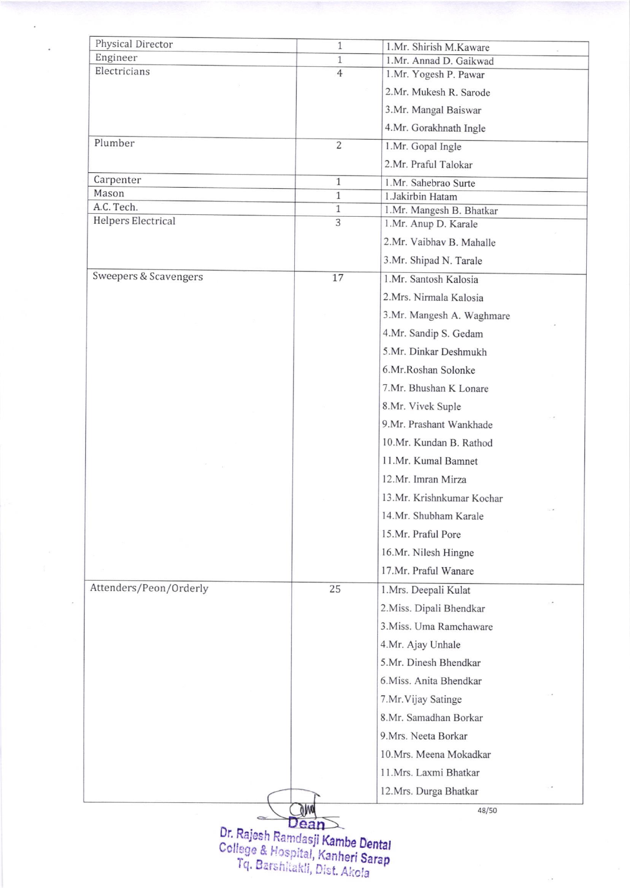| Physical Director | 1 | 1.Mr. Shirish M.Kaware |
|---|---|---|
| Engineer | 1 | 1.Mr. Annad D. Gaikwad |
| Electricians | 4 | 1.Mr. Yogesh P. Pawar<br>2.Mr. Mukesh R. Sarode<br>3.Mr. Mangal Baiswar<br>4.Mr. Gorakhnath Ingle |
| Plumber | 2 | 1.Mr. Gopal Ingle<br>2.Mr. Praful Talokar |
| Carpenter | 1 | 1.Mr. Sahebrao Surte |
| Mason | 1 | 1.Jakirbin Hatam |
| A.C. Tech. | 1 | 1.Mr. Mangesh B. Bhatkar |
| Helpers Electrical | 3 | 1.Mr. Anup D. Karale<br>2.Mr. Vaibhav B. Mahalle<br>3.Mr. Shipad N. Tarale |
| Sweepers & Scavengers | 17 | 1.Mr. Santosh Kalosia<br>2.Mrs. Nirmala Kalosia<br>3.Mr. Mangesh A. Waghmare<br>4.Mr. Sandip S. Gedam<br>5.Mr. Dinkar Deshmukh<br>6.Mr.Roshan Solonke<br>7.Mr. Bhushan K Lonare<br>8.Mr. Vivek Suple<br>9.Mr. Prashant Wankhade<br>10.Mr. Kundan B. Rathod<br>11.Mr. Kumal Bamnet<br>12.Mr. Imran Mirza<br>13.Mr. Krishnkumar Kochar<br>14.Mr. Shubham Karale<br>15.Mr. Praful Pore<br>16.Mr. Nilesh Hingne<br>17.Mr. Praful Wanare |
| Attenders/Peon/Orderly | 25 | 1.Mrs. Deepali Kulat<br>2.Miss. Dipali Bhendkar<br>3.Miss. Uma Ramchaware<br>4.Mr. Ajay Unhale<br>5.Mr. Dinesh Bhendkar<br>6.Miss. Anita Bhendkar<br>7.Mr.Vijay Satinge<br>8.Mr. Samadhan Borkar<br>9.Mrs. Neeta Borkar<br>10.Mrs. Meena Mokadkar<br>11.Mrs. Laxmi Bhatkar<br>12.Mrs. Durga Bhatkar |

Dean
Dr. Rajesh Ramdasji Kambe Dental College & Hospital, Kanheri Sarap
Tq. Barshitakli, Dist. Akola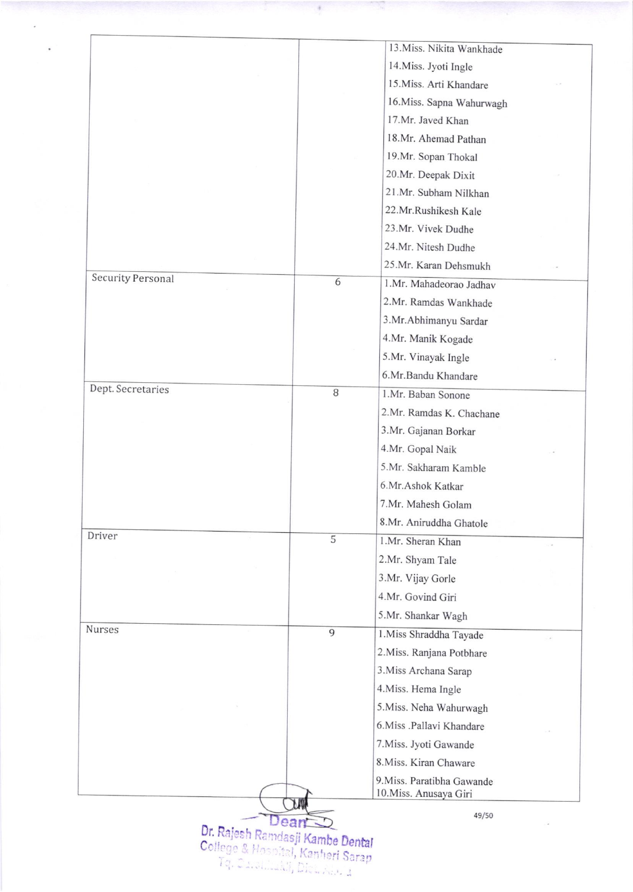| | | |
|---|---|---|
| | | 13.Miss. Nikita Wankhade<br>14.Miss. Jyoti Ingle<br>15.Miss. Arti Khandare<br>16.Miss. Sapna Wahurwagh<br>17.Mr. Javed Khan<br>18.Mr. Ahemad Pathan<br>19.Mr. Sopan Thokal<br>20.Mr. Deepak Dixit<br>21.Mr. Subham Nilkhan<br>22.Mr.Rushikesh Kale<br>23.Mr. Vivek Dudhe<br>24.Mr. Nitesh Dudhe<br>25.Mr. Karan Dehsmukh |
| Security Personal | 6 | 1.Mr. Mahadeorao Jadhav<br>2.Mr. Ramdas Wankhade<br>3.Mr.Abhimanyu Sardar<br>4.Mr. Manik Kogade<br>5.Mr. Vinayak Ingle<br>6.Mr.Bandu Khandare |
| Dept. Secretaries | 8 | 1.Mr. Baban Sonone<br>2.Mr. Ramdas K. Chachane<br>3.Mr. Gajanan Borkar<br>4.Mr. Gopal Naik<br>5.Mr. Sakharam Kamble<br>6.Mr.Ashok Katkar<br>7.Mr. Mahesh Golam<br>8.Mr. Aniruddha Ghatole |
| Driver | 5 | 1.Mr. Sheran Khan<br>2.Mr. Shyam Tale<br>3.Mr. Vijay Gorle<br>4.Mr. Govind Giri<br>5.Mr. Shankar Wagh |
| Nurses | 9 | 1.Miss Shraddha Tayade<br>2.Miss. Ranjana Potbhare<br>3.Miss Archana Sarap<br>4.Miss. Hema Ingle<br>5.Miss. Neha Wahurwagh<br>6.Miss .Pallavi Khandare<br>7.Miss. Jyoti Gawande<br>8.Miss. Kiran Chaware<br>9.Miss. Paratibha Gawande<br>10.Miss. Anusaya Giri |

Dean
Dr. Rajesh Ramdasji Kambe Dental College & Hospital, Kanheri Sarap